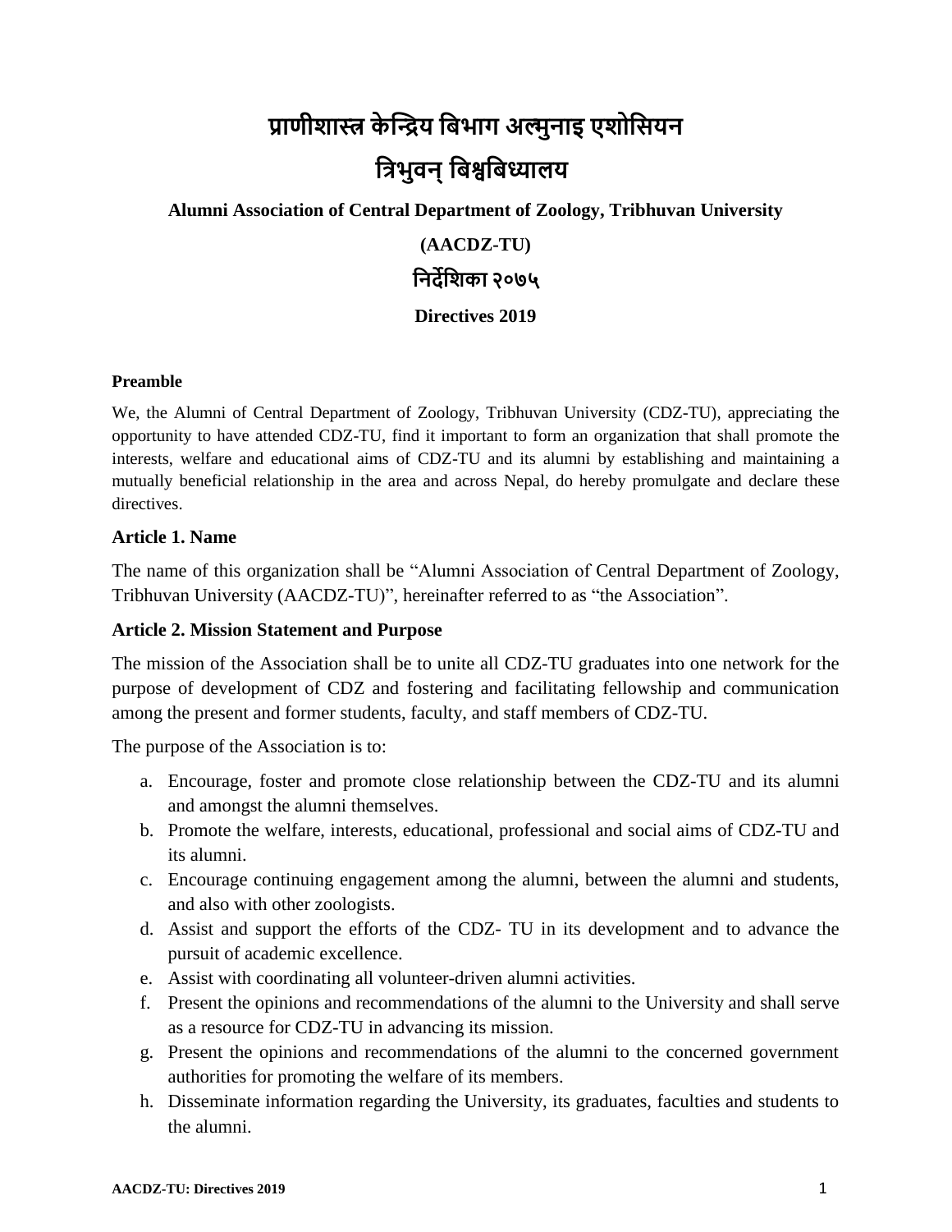# प्राणीशास्त्र केन्द्रिय बिभाग अल्मुनाइ एशोसियन

# त्रिभुवन् बिश्वबिध्यालय

**Alumni Association of Central Department of Zoology, Tribhuvan University**

**(AACDZ-TU)**

## निर्देशिका २०७५

**Directives 2019**

**Preamble**

We, the Alumni of Central Department of Zoology, Tribhuvan University (CDZ-TU), appreciating the opportunity to have attended CDZ-TU, find it important to form an organization that shall promote the interests, welfare and educational aims of CDZ-TU and its alumni by establishing and maintaining a mutually beneficial relationship in the area and across Nepal, do hereby promulgate and declare these directives.

### Article 1. Name

The name of this organization shall be "Alumni Association of Central Department of Zoology, Tribhuvan University (AACDZ-TU)", hereinafter referred to as "the Association".

### Article 2. Mission Statement and Purpose

The mission of the Association shall be to unite all CDZ-TU graduates into one network for the purpose of development of CDZ and fostering and facilitating fellowship and communication among the present and former students, faculty, and staff members of CDZ-TU.

The purpose of the Association is to:

a. Encourage, foster and promote close relationship between the CDZ-TU and its alumni and amongst the alumni themselves.
b. Promote the welfare, interests, educational, professional and social aims of CDZ-TU and its alumni.
c. Encourage continuing engagement among the alumni, between the alumni and students, and also with other zoologists.
d. Assist and support the efforts of the CDZ- TU in its development and to advance the pursuit of academic excellence.
e. Assist with coordinating all volunteer-driven alumni activities.
f. Present the opinions and recommendations of the alumni to the University and shall serve as a resource for CDZ-TU in advancing its mission.
g. Present the opinions and recommendations of the alumni to the concerned government authorities for promoting the welfare of its members.
h. Disseminate information regarding the University, its graduates, faculties and students to the alumni.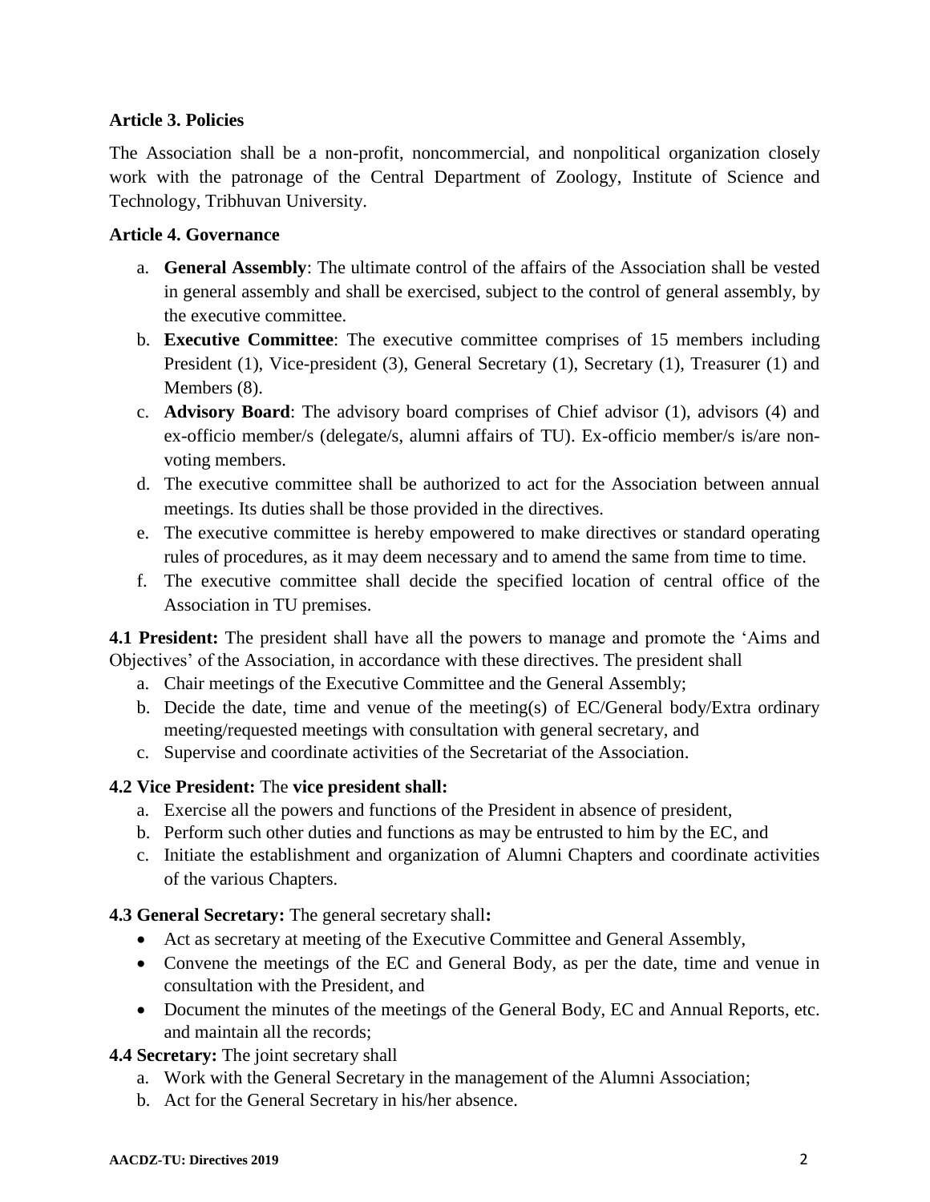**Article 3. Policies**

The Association shall be a non-profit, noncommercial, and nonpolitical organization closely work with the patronage of the Central Department of Zoology, Institute of Science and Technology, Tribhuvan University.

**Article 4. Governance**

a. **General Assembly**: The ultimate control of the affairs of the Association shall be vested in general assembly and shall be exercised, subject to the control of general assembly, by the executive committee.
b. **Executive Committee**: The executive committee comprises of 15 members including President (1), Vice-president (3), General Secretary (1), Secretary (1), Treasurer (1) and Members (8).
c. **Advisory Board**: The advisory board comprises of Chief advisor (1), advisors (4) and ex-officio member/s (delegate/s, alumni affairs of TU). Ex-officio member/s is/are non-voting members.
d. The executive committee shall be authorized to act for the Association between annual meetings. Its duties shall be those provided in the directives.
e. The executive committee is hereby empowered to make directives or standard operating rules of procedures, as it may deem necessary and to amend the same from time to time.
f. The executive committee shall decide the specified location of central office of the Association in TU premises.

**4.1 President:** The president shall have all the powers to manage and promote the 'Aims and Objectives' of the Association, in accordance with these directives. The president shall

a. Chair meetings of the Executive Committee and the General Assembly;
b. Decide the date, time and venue of the meeting(s) of EC/General body/Extra ordinary meeting/requested meetings with consultation with general secretary, and
c. Supervise and coordinate activities of the Secretariat of the Association.

**4.2 Vice President:** The **vice president shall:**

a. Exercise all the powers and functions of the President in absence of president,
b. Perform such other duties and functions as may be entrusted to him by the EC, and
c. Initiate the establishment and organization of Alumni Chapters and coordinate activities of the various Chapters.

**4.3 General Secretary:** The general secretary shall**:**

- Act as secretary at meeting of the Executive Committee and General Assembly,
- Convene the meetings of the EC and General Body, as per the date, time and venue in consultation with the President, and
- Document the minutes of the meetings of the General Body, EC and Annual Reports, etc. and maintain all the records;

**4.4 Secretary:** The joint secretary shall

a. Work with the General Secretary in the management of the Alumni Association;
b. Act for the General Secretary in his/her absence.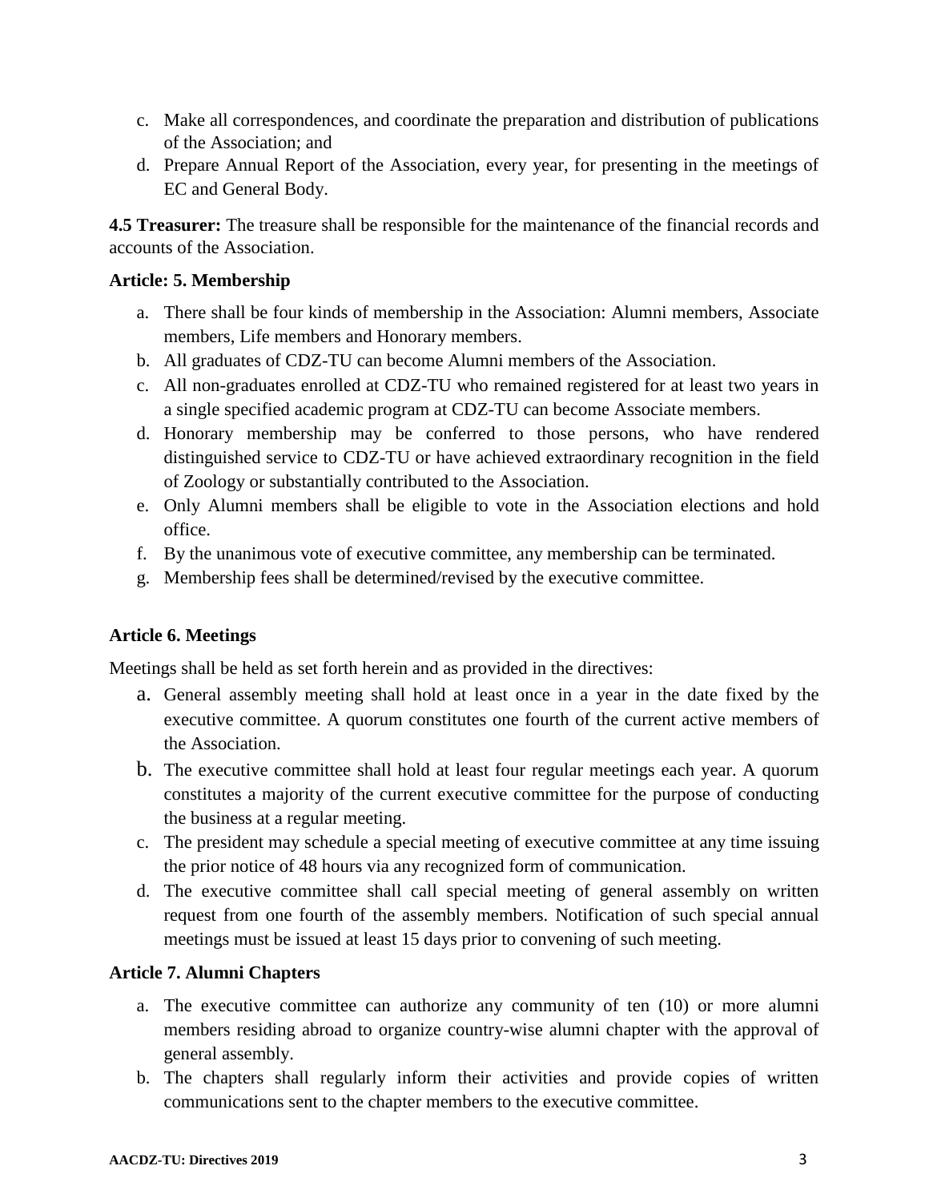c. Make all correspondences, and coordinate the preparation and distribution of publications of the Association; and
d. Prepare Annual Report of the Association, every year, for presenting in the meetings of EC and General Body.

**4.5 Treasurer:** The treasure shall be responsible for the maintenance of the financial records and accounts of the Association.

**Article: 5. Membership**

a. There shall be four kinds of membership in the Association: Alumni members, Associate members, Life members and Honorary members.
b. All graduates of CDZ-TU can become Alumni members of the Association.
c. All non-graduates enrolled at CDZ-TU who remained registered for at least two years in a single specified academic program at CDZ-TU can become Associate members.
d. Honorary membership may be conferred to those persons, who have rendered distinguished service to CDZ-TU or have achieved extraordinary recognition in the field of Zoology or substantially contributed to the Association.
e. Only Alumni members shall be eligible to vote in the Association elections and hold office.
f. By the unanimous vote of executive committee, any membership can be terminated.
g. Membership fees shall be determined/revised by the executive committee.

**Article 6. Meetings**

Meetings shall be held as set forth herein and as provided in the directives:

a. General assembly meeting shall hold at least once in a year in the date fixed by the executive committee. A quorum constitutes one fourth of the current active members of the Association.
b. The executive committee shall hold at least four regular meetings each year. A quorum constitutes a majority of the current executive committee for the purpose of conducting the business at a regular meeting.
c. The president may schedule a special meeting of executive committee at any time issuing the prior notice of 48 hours via any recognized form of communication.
d. The executive committee shall call special meeting of general assembly on written request from one fourth of the assembly members. Notification of such special annual meetings must be issued at least 15 days prior to convening of such meeting.

**Article 7. Alumni Chapters**

a. The executive committee can authorize any community of ten (10) or more alumni members residing abroad to organize country-wise alumni chapter with the approval of general assembly.
b. The chapters shall regularly inform their activities and provide copies of written communications sent to the chapter members to the executive committee.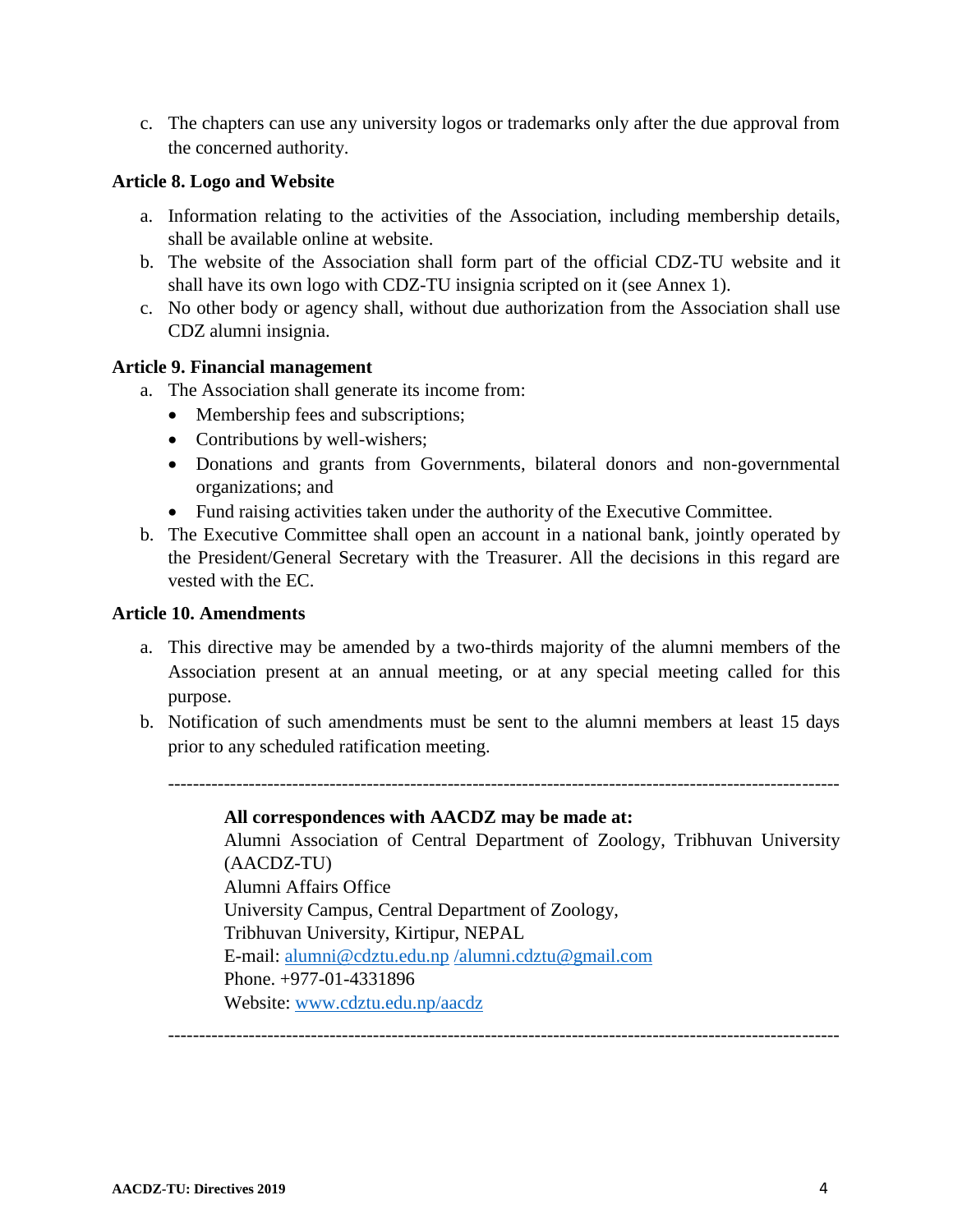c. The chapters can use any university logos or trademarks only after the due approval from the concerned authority.

**Article 8. Logo and Website**

a. Information relating to the activities of the Association, including membership details, shall be available online at website.
b. The website of the Association shall form part of the official CDZ-TU website and it shall have its own logo with CDZ-TU insignia scripted on it (see Annex 1).
c. No other body or agency shall, without due authorization from the Association shall use CDZ alumni insignia.

**Article 9. Financial management**

a. The Association shall generate its income from:
   - Membership fees and subscriptions;
   - Contributions by well-wishers;
   - Donations and grants from Governments, bilateral donors and non-governmental organizations; and
   - Fund raising activities taken under the authority of the Executive Committee.
b. The Executive Committee shall open an account in a national bank, jointly operated by the President/General Secretary with the Treasurer. All the decisions in this regard are vested with the EC.

**Article 10. Amendments**

a. This directive may be amended by a two-thirds majority of the alumni members of the Association present at an annual meeting, or at any special meeting called for this purpose.
b. Notification of such amendments must be sent to the alumni members at least 15 days prior to any scheduled ratification meeting.

---

**All correspondences with AACDZ may be made at:**
Alumni Association of Central Department of Zoology, Tribhuvan University (AACDZ-TU)
Alumni Affairs Office
University Campus, Central Department of Zoology,
Tribhuvan University, Kirtipur, NEPAL
E-mail: alumni@cdztu.edu.np /alumni.cdztu@gmail.com
Phone. +977-01-4331896
Website: www.cdztu.edu.np/aacdz

---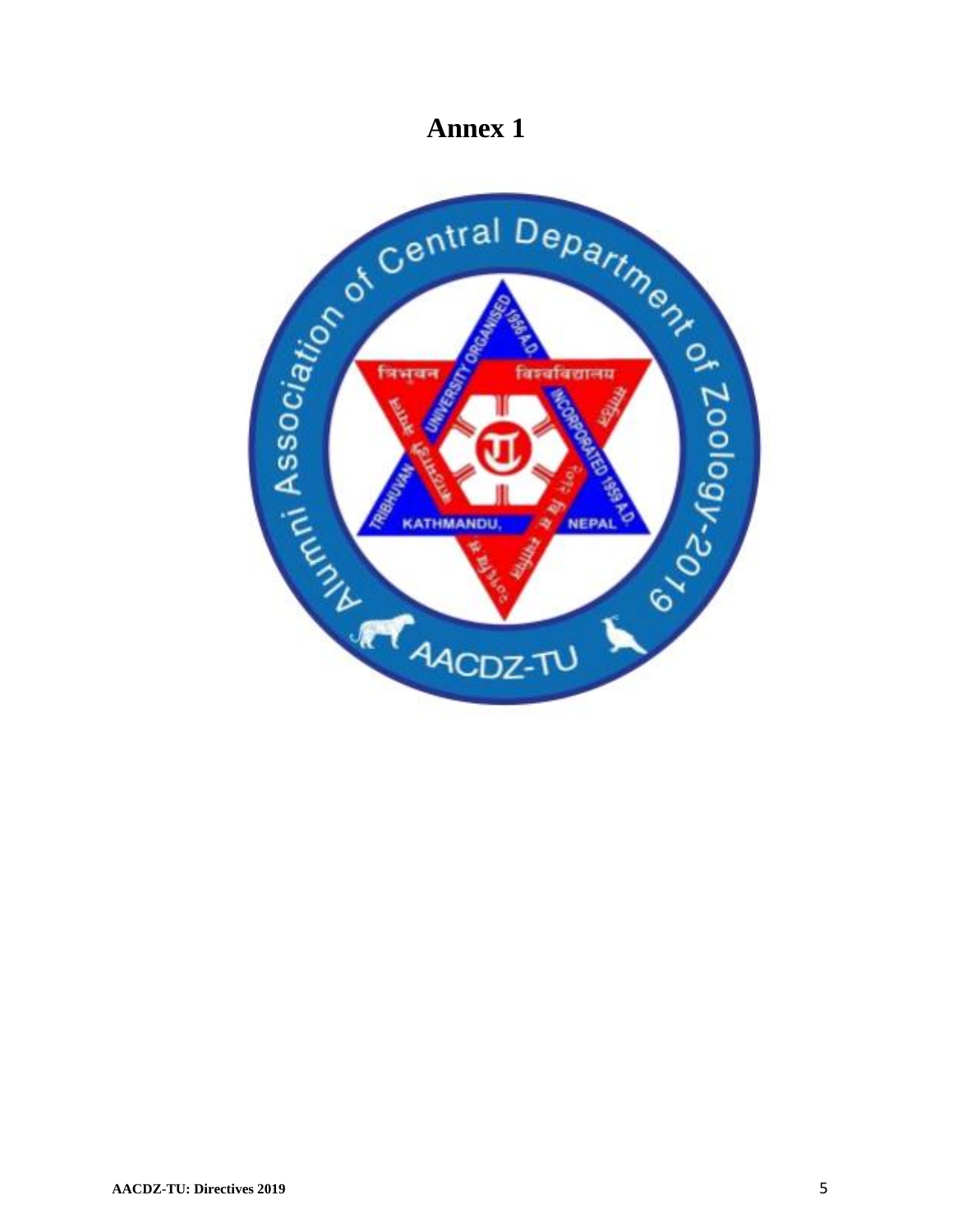# Annex 1

Alumni Association of Central Department of Zoology-2019

AACDZ-TU